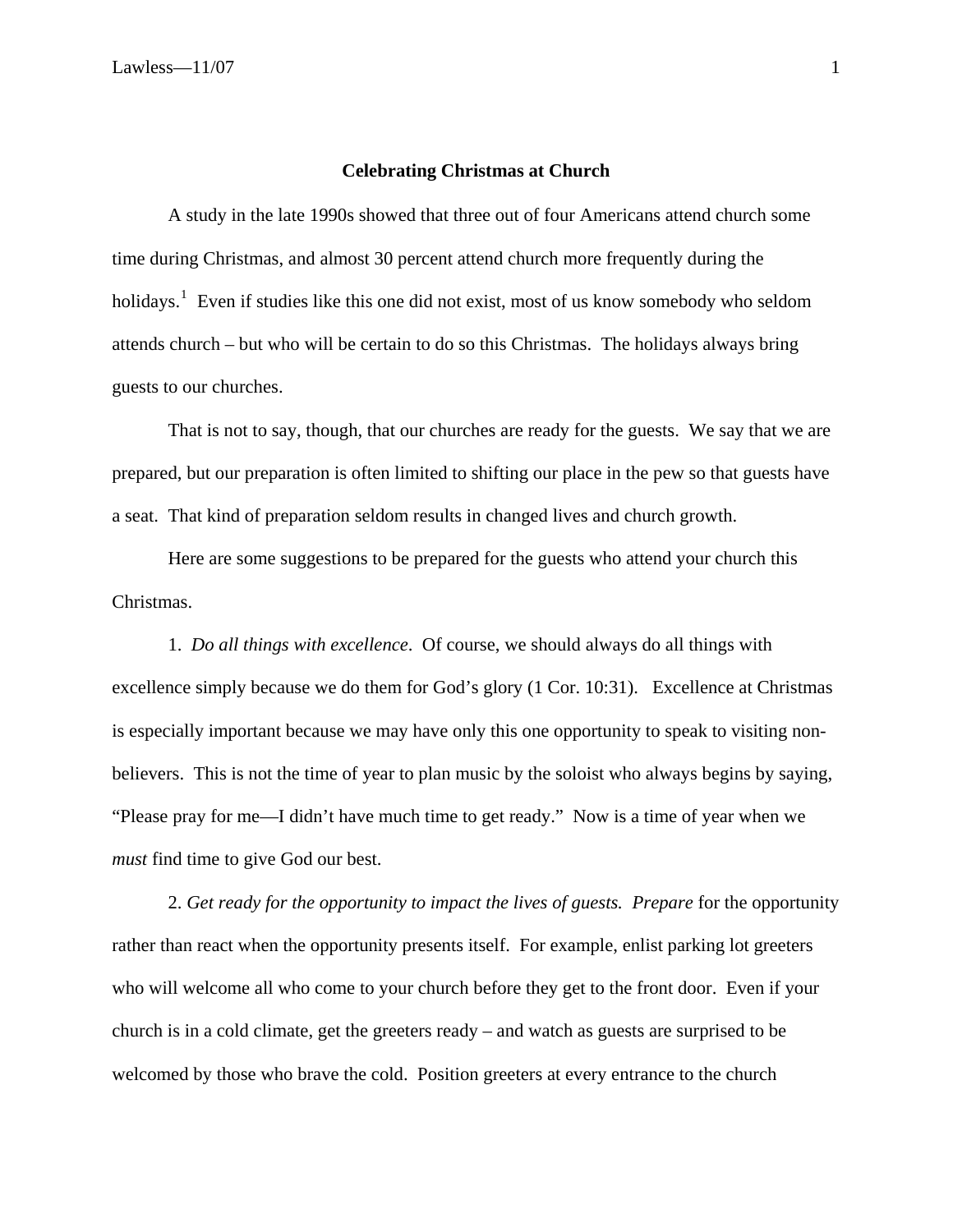# Celebrating Christmas at Church

A study in the late 1990s showed that three out of four Americans attend church some time during Christmas, and almost 30 percent attend church more frequently during the holidays.[1] Even if studies like this one did not exist, most of us know somebody who seldom attends church – but who will be certain to do so this Christmas. The holidays always bring guests to our churches.

That is not to say, though, that our churches are ready for the guests. We say that we are prepared, but our preparation is often limited to shifting our place in the pew so that guests have a seat. That kind of preparation seldom results in changed lives and church growth.

Here are some suggestions to be prepared for the guests who attend your church this Christmas.

1. *Do all things with excellence*. Of course, we should always do all things with excellence simply because we do them for God's glory (1 Cor. 10:31). Excellence at Christmas is especially important because we may have only this one opportunity to speak to visiting non-believers. This is not the time of year to plan music by the soloist who always begins by saying, "Please pray for me—I didn't have much time to get ready." Now is a time of year when we *must* find time to give God our best.

2. *Get ready for the opportunity to impact the lives of guests. Prepare* for the opportunity rather than react when the opportunity presents itself. For example, enlist parking lot greeters who will welcome all who come to your church before they get to the front door. Even if your church is in a cold climate, get the greeters ready – and watch as guests are surprised to be welcomed by those who brave the cold. Position greeters at every entrance to the church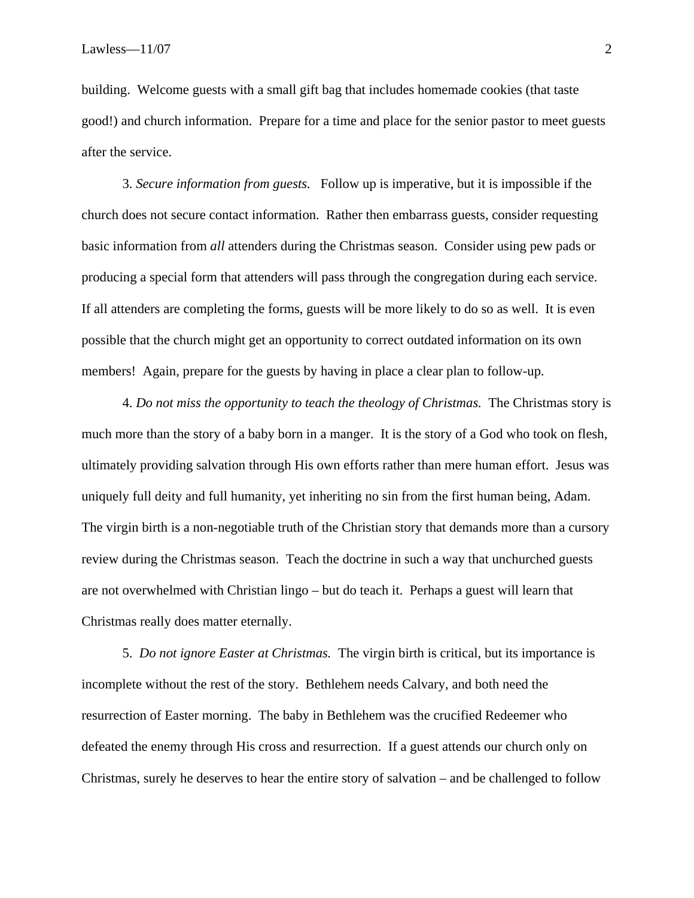building. Welcome guests with a small gift bag that includes homemade cookies (that taste good!) and church information. Prepare for a time and place for the senior pastor to meet guests after the service.

3. *Secure information from guests.* Follow up is imperative, but it is impossible if the church does not secure contact information. Rather then embarrass guests, consider requesting basic information from *all* attenders during the Christmas season. Consider using pew pads or producing a special form that attenders will pass through the congregation during each service. If all attenders are completing the forms, guests will be more likely to do so as well. It is even possible that the church might get an opportunity to correct outdated information on its own members! Again, prepare for the guests by having in place a clear plan to follow-up.

4. *Do not miss the opportunity to teach the theology of Christmas.* The Christmas story is much more than the story of a baby born in a manger. It is the story of a God who took on flesh, ultimately providing salvation through His own efforts rather than mere human effort. Jesus was uniquely full deity and full humanity, yet inheriting no sin from the first human being, Adam. The virgin birth is a non-negotiable truth of the Christian story that demands more than a cursory review during the Christmas season. Teach the doctrine in such a way that unchurched guests are not overwhelmed with Christian lingo – but do teach it. Perhaps a guest will learn that Christmas really does matter eternally.

5. *Do not ignore Easter at Christmas.* The virgin birth is critical, but its importance is incomplete without the rest of the story. Bethlehem needs Calvary, and both need the resurrection of Easter morning. The baby in Bethlehem was the crucified Redeemer who defeated the enemy through His cross and resurrection. If a guest attends our church only on Christmas, surely he deserves to hear the entire story of salvation – and be challenged to follow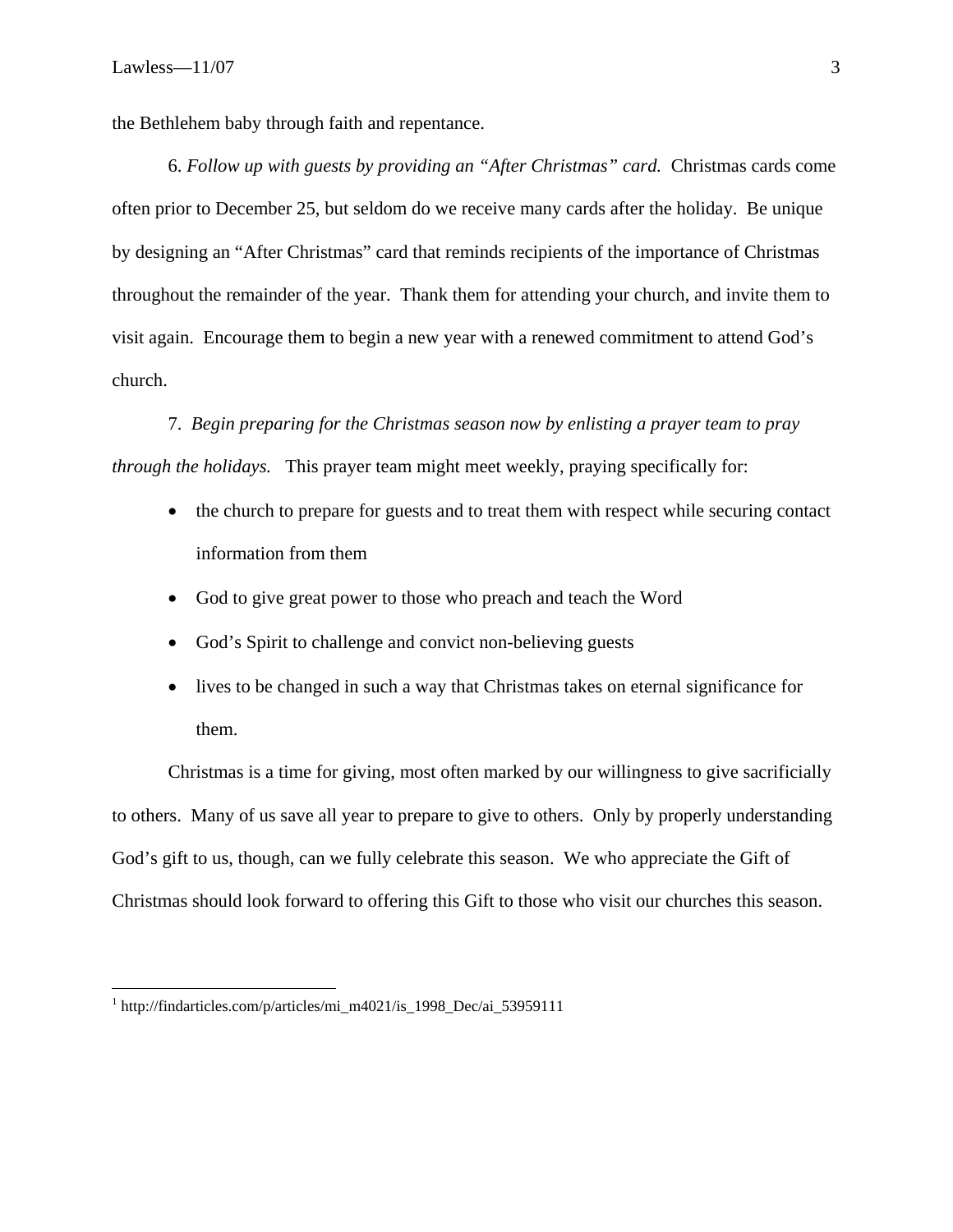the Bethlehem baby through faith and repentance.

6. *Follow up with guests by providing an "After Christmas" card.* Christmas cards come often prior to December 25, but seldom do we receive many cards after the holiday. Be unique by designing an "After Christmas" card that reminds recipients of the importance of Christmas throughout the remainder of the year. Thank them for attending your church, and invite them to visit again. Encourage them to begin a new year with a renewed commitment to attend God's church.

7. *Begin preparing for the Christmas season now by enlisting a prayer team to pray through the holidays.* This prayer team might meet weekly, praying specifically for:

- the church to prepare for guests and to treat them with respect while securing contact information from them
- God to give great power to those who preach and teach the Word
- God's Spirit to challenge and convict non-believing guests
- lives to be changed in such a way that Christmas takes on eternal significance for them.

Christmas is a time for giving, most often marked by our willingness to give sacrificially to others. Many of us save all year to prepare to give to others. Only by properly understanding God's gift to us, though, can we fully celebrate this season. We who appreciate the Gift of Christmas should look forward to offering this Gift to those who visit our churches this season.

---

[1] http://findarticles.com/p/articles/mi_m4021/is_1998_Dec/ai_53959111